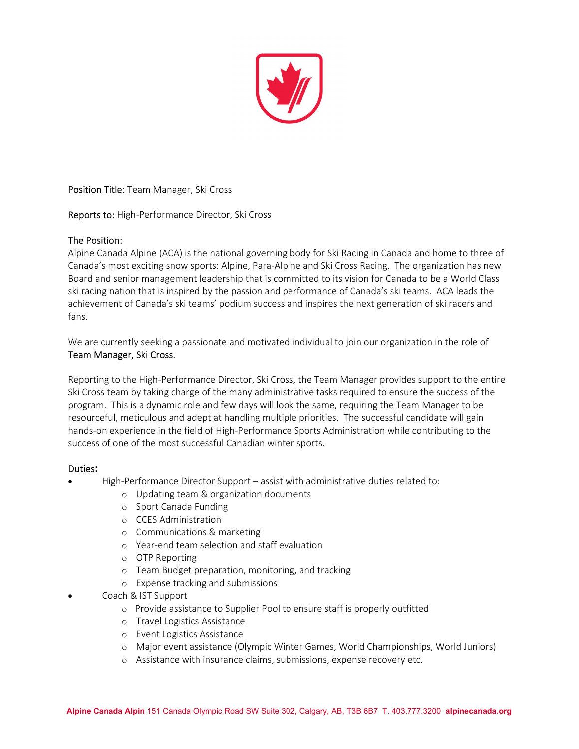**Position Title:** Team Manager, Ski Cross

**Reports to:** High-Performance Director, Ski Cross

**The Position:**

Alpine Canada Alpine (ACA) is the national governing body for Ski Racing in Canada and home to three of Canada's most exciting snow sports: Alpine, Para-Alpine and Ski Cross Racing. The organization has new Board and senior management leadership that is committed to its vision for Canada to be a World Class ski racing nation that is inspired by the passion and performance of Canada's ski teams. ACA leads the achievement of Canada's ski teams' podium success and inspires the next generation of ski racers and fans.

We are currently seeking a passionate and motivated individual to join our organization in the role of **Team Manager, Ski Cross.**

Reporting to the High-Performance Director, Ski Cross, the Team Manager provides support to the entire Ski Cross team by taking charge of the many administrative tasks required to ensure the success of the program. This is a dynamic role and few days will look the same, requiring the Team Manager to be resourceful, meticulous and adept at handling multiple priorities. The successful candidate will gain hands-on experience in the field of High-Performance Sports Administration while contributing to the success of one of the most successful Canadian winter sports.

**Duties:**

- High-Performance Director Support – assist with administrative duties related to:
  - Updating team & organization documents
  - Sport Canada Funding
  - CCES Administration
  - Communications & marketing
  - Year-end team selection and staff evaluation
  - OTP Reporting
  - Team Budget preparation, monitoring, and tracking
  - Expense tracking and submissions
- Coach & IST Support
  - Provide assistance to Supplier Pool to ensure staff is properly outfitted
  - Travel Logistics Assistance
  - Event Logistics Assistance
  - Major event assistance (Olympic Winter Games, World Championships, World Juniors)
  - Assistance with insurance claims, submissions, expense recovery etc.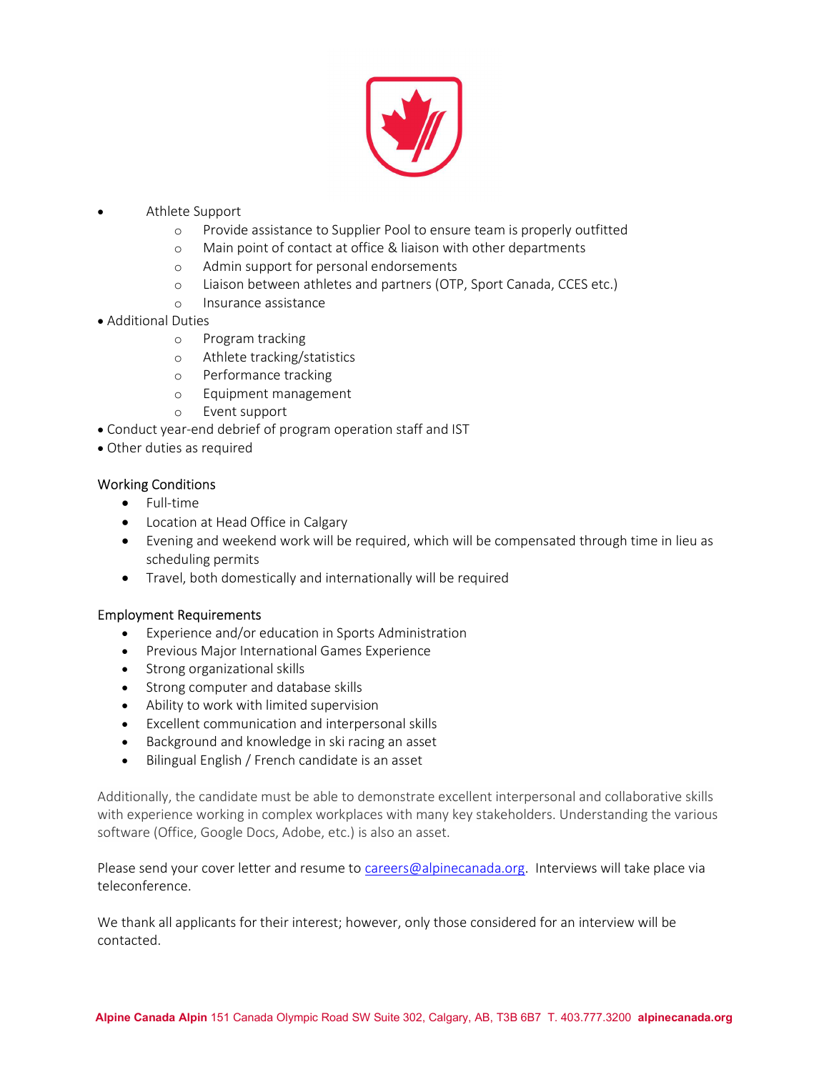- Athlete Support
  - Provide assistance to Supplier Pool to ensure team is properly outfitted
  - Main point of contact at office & liaison with other departments
  - Admin support for personal endorsements
  - Liaison between athletes and partners (OTP, Sport Canada, CCES etc.)
  - Insurance assistance
- Additional Duties
  - Program tracking
  - Athlete tracking/statistics
  - Performance tracking
  - Equipment management
  - Event support
- Conduct year-end debrief of program operation staff and IST
- Other duties as required

Working Conditions

- Full-time
- Location at Head Office in Calgary
- Evening and weekend work will be required, which will be compensated through time in lieu as scheduling permits
- Travel, both domestically and internationally will be required

Employment Requirements

- Experience and/or education in Sports Administration
- Previous Major International Games Experience
- Strong organizational skills
- Strong computer and database skills
- Ability to work with limited supervision
- Excellent communication and interpersonal skills
- Background and knowledge in ski racing an asset
- Bilingual English / French candidate is an asset

Additionally, the candidate must be able to demonstrate excellent interpersonal and collaborative skills with experience working in complex workplaces with many key stakeholders. Understanding the various software (Office, Google Docs, Adobe, etc.) is also an asset.

Please send your cover letter and resume to careers@alpinecanada.org. Interviews will take place via teleconference.

We thank all applicants for their interest; however, only those considered for an interview will be contacted.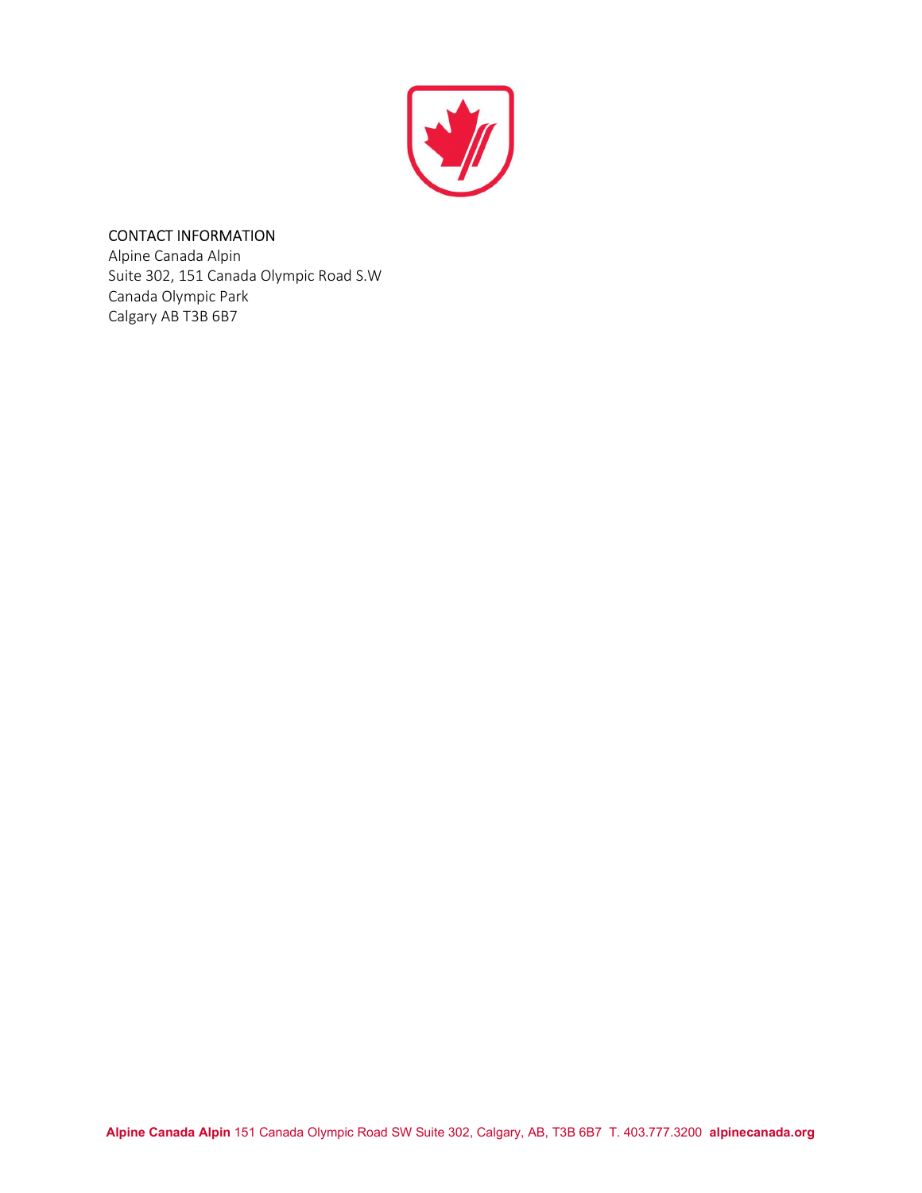CONTACT INFORMATION

Alpine Canada Alpin
Suite 302, 151 Canada Olympic Road S.W
Canada Olympic Park
Calgary AB T3B 6B7